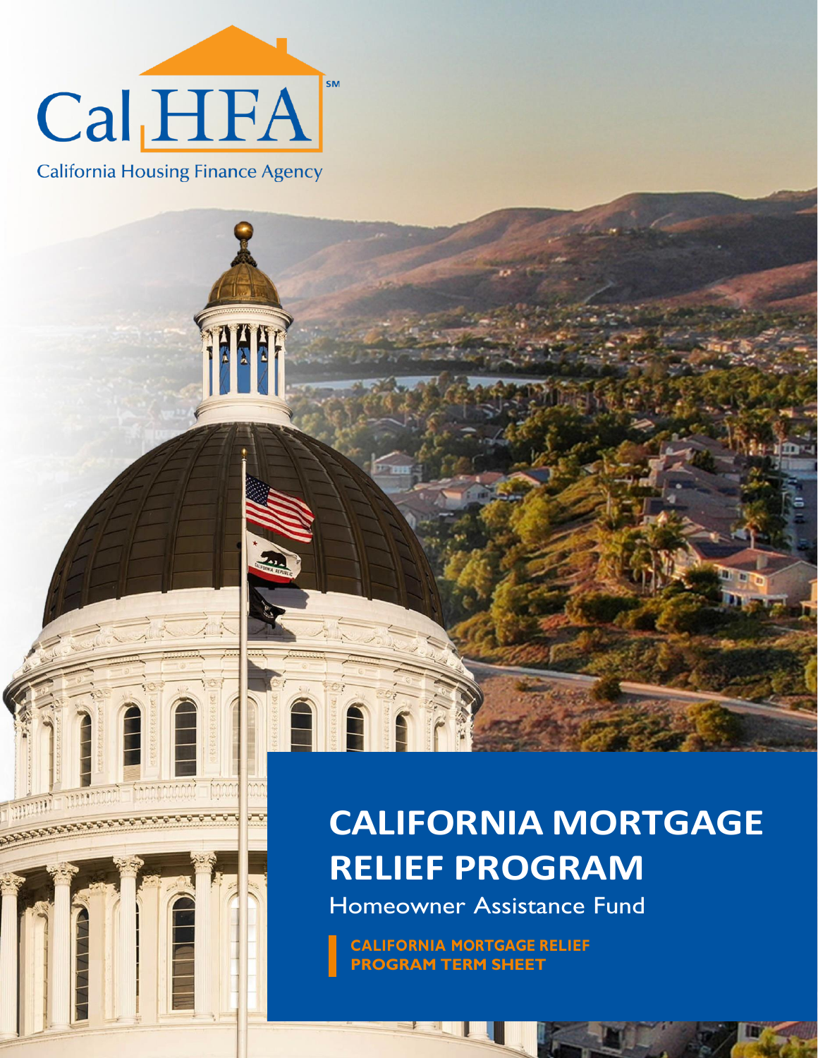CalHFA[SM]

California Housing Finance Agency

# CALIFORNIA MORTGAGE RELIEF PROGRAM

Homeowner Assistance Fund

**CALIFORNIA MORTGAGE RELIEF PROGRAM TERM SHEET**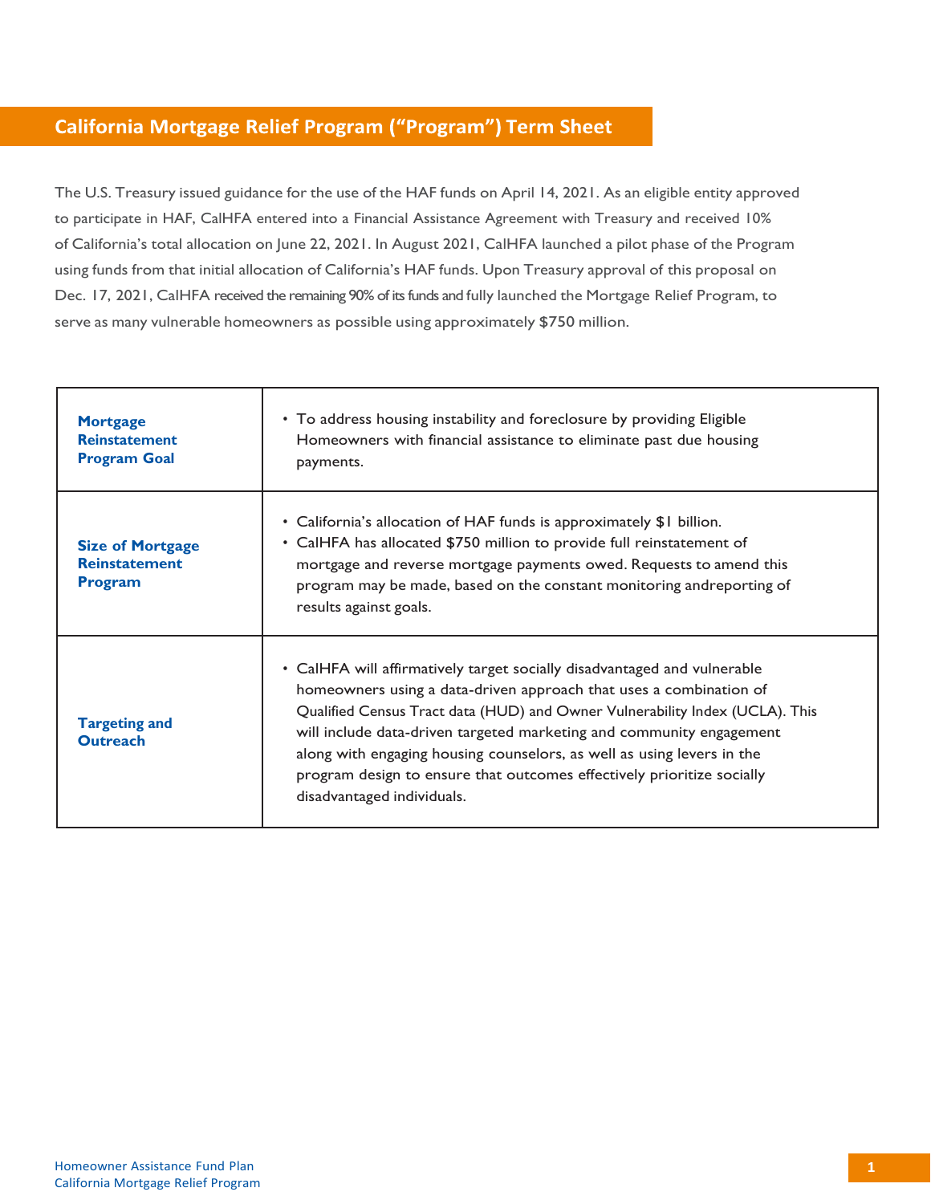## California Mortgage Relief Program (“Program”) Term Sheet

The U.S. Treasury issued guidance for the use of the HAF funds on April 14, 2021. As an eligible entity approved to participate in HAF, CalHFA entered into a Financial Assistance Agreement with Treasury and received 10% of California’s total allocation on June 22, 2021. In August 2021, CalHFA launched a pilot phase of the Program using funds from that initial allocation of California’s HAF funds. Upon Treasury approval of this proposal on Dec. 17, 2021, CalHFA received the remaining 90% of its funds and fully launched the Mortgage Relief Program, to serve as many vulnerable homeowners as possible using approximately $750 million.

| | |
|---|---|
| **Mortgage Reinstatement Program Goal** | • To address housing instability and foreclosure by providing Eligible Homeowners with financial assistance to eliminate past due housing payments. |
| **Size of Mortgage Reinstatement Program** | • California’s allocation of HAF funds is approximately $1 billion.<br>• CalHFA has allocated $750 million to provide full reinstatement of mortgage and reverse mortgage payments owed. Requests to amend this program may be made, based on the constant monitoring andreporting of results against goals. |
| **Targeting and Outreach** | • CalHFA will affirmatively target socially disadvantaged and vulnerable homeowners using a data-driven approach that uses a combination of Qualified Census Tract data (HUD) and Owner Vulnerability Index (UCLA). This will include data-driven targeted marketing and community engagement along with engaging housing counselors, as well as using levers in the program design to ensure that outcomes effectively prioritize socially disadvantaged individuals. |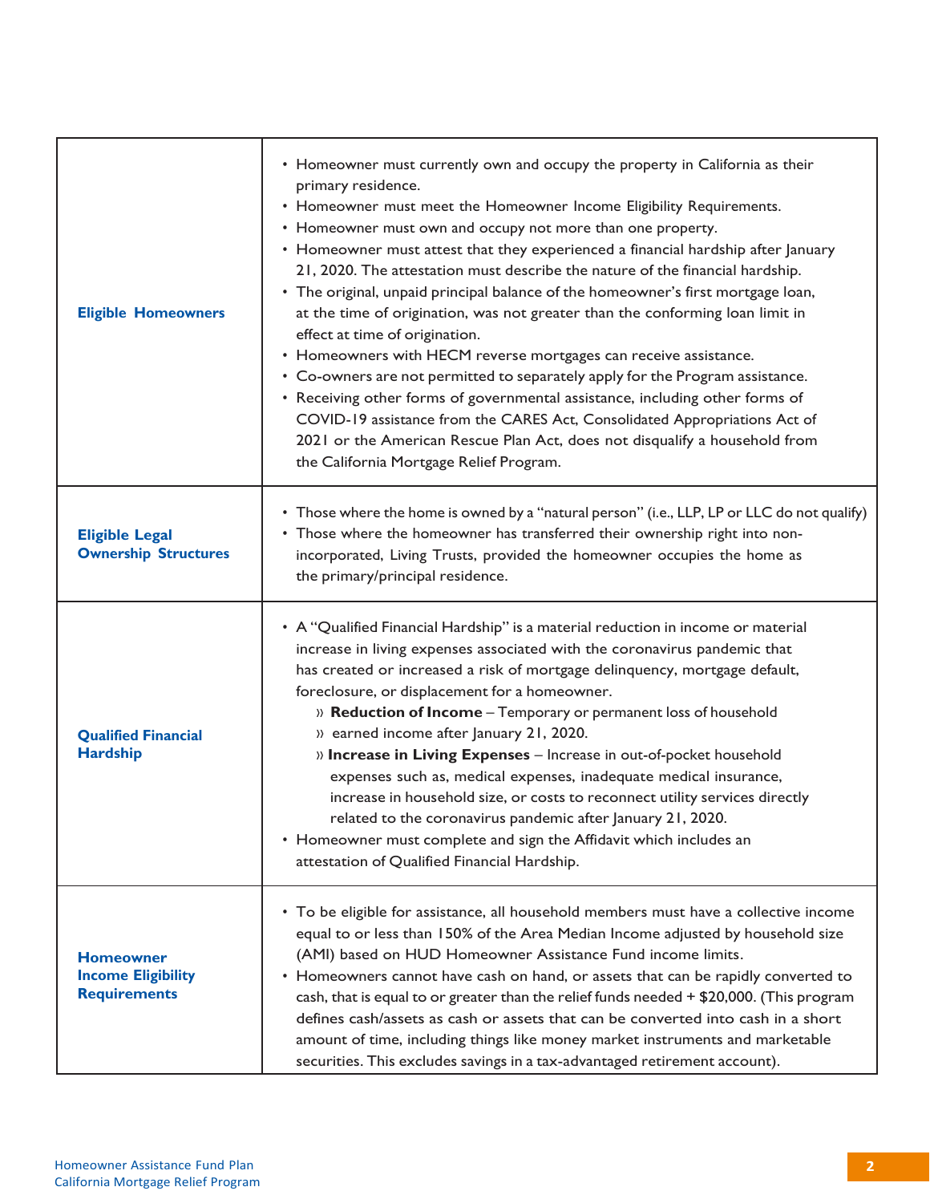| | |
|---|---|
| **Eligible Homeowners** | • Homeowner must currently own and occupy the property in California as their primary residence.<br>• Homeowner must meet the Homeowner Income Eligibility Requirements.<br>• Homeowner must own and occupy not more than one property.<br>• Homeowner must attest that they experienced a financial hardship after January 21, 2020. The attestation must describe the nature of the financial hardship.<br>• The original, unpaid principal balance of the homeowner's first mortgage loan, at the time of origination, was not greater than the conforming loan limit in effect at time of origination.<br>• Homeowners with HECM reverse mortgages can receive assistance.<br>• Co-owners are not permitted to separately apply for the Program assistance.<br>• Receiving other forms of governmental assistance, including other forms of COVID-19 assistance from the CARES Act, Consolidated Appropriations Act of 2021 or the American Rescue Plan Act, does not disqualify a household from the California Mortgage Relief Program. |
| **Eligible Legal Ownership Structures** | • Those where the home is owned by a "natural person" (i.e., LLP, LP or LLC do not qualify)<br>• Those where the homeowner has transferred their ownership right into non-incorporated, Living Trusts, provided the homeowner occupies the home as the primary/principal residence. |
| **Qualified Financial Hardship** | • A "Qualified Financial Hardship" is a material reduction in income or material increase in living expenses associated with the coronavirus pandemic that has created or increased a risk of mortgage delinquency, mortgage default, foreclosure, or displacement for a homeowner.<br>» **Reduction of Income** – Temporary or permanent loss of household<br>» earned income after January 21, 2020.<br>» **Increase in Living Expenses** – Increase in out-of-pocket household expenses such as, medical expenses, inadequate medical insurance, increase in household size, or costs to reconnect utility services directly related to the coronavirus pandemic after January 21, 2020.<br>• Homeowner must complete and sign the Affidavit which includes an attestation of Qualified Financial Hardship. |
| **Homeowner Income Eligibility Requirements** | • To be eligible for assistance, all household members must have a collective income equal to or less than 150% of the Area Median Income adjusted by household size (AMI) based on HUD Homeowner Assistance Fund income limits.<br>• Homeowners cannot have cash on hand, or assets that can be rapidly converted to cash, that is equal to or greater than the relief funds needed + $20,000. (This program defines cash/assets as cash or assets that can be converted into cash in a short amount of time, including things like money market instruments and marketable securities. This excludes savings in a tax-advantaged retirement account). |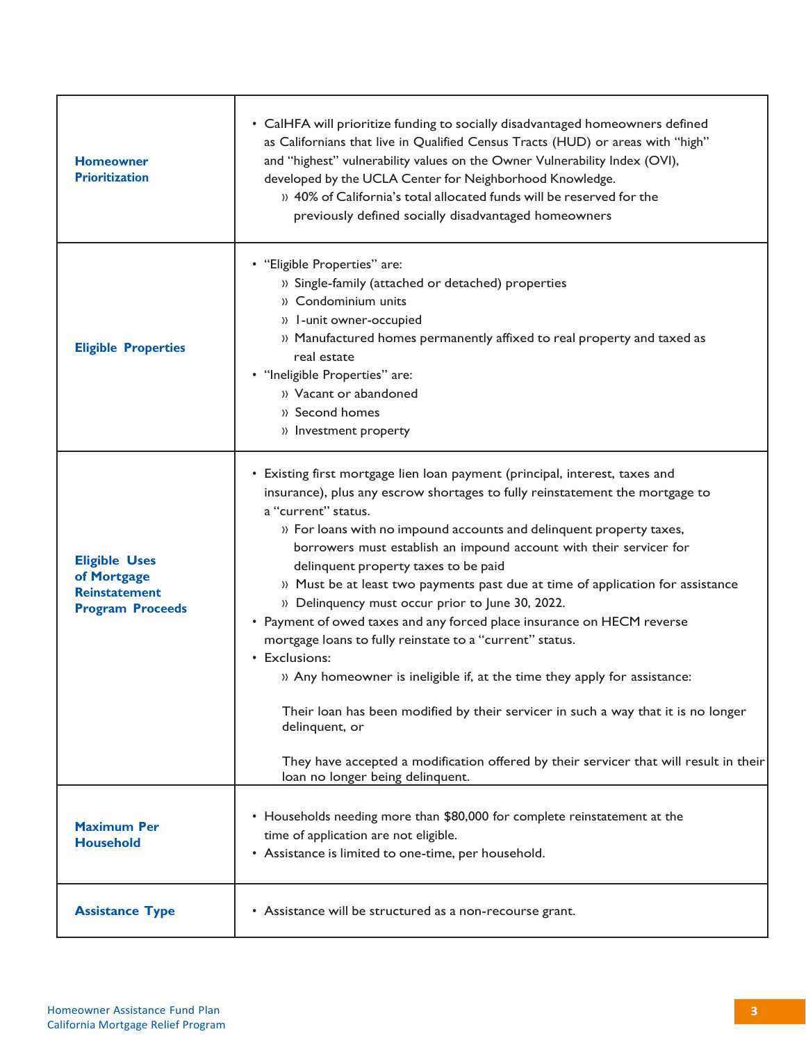| | |
|---|---|
| **Homeowner Prioritization** | • CalHFA will prioritize funding to socially disadvantaged homeowners defined as Californians that live in Qualified Census Tracts (HUD) or areas with "high" and "highest" vulnerability values on the Owner Vulnerability Index (OVI), developed by the UCLA Center for Neighborhood Knowledge.<br>» 40% of California's total allocated funds will be reserved for the previously defined socially disadvantaged homeowners |
| **Eligible Properties** | • "Eligible Properties" are:<br>» Single-family (attached or detached) properties<br>» Condominium units<br>» 1-unit owner-occupied<br>» Manufactured homes permanently affixed to real property and taxed as real estate<br>• "Ineligible Properties" are:<br>» Vacant or abandoned<br>» Second homes<br>» Investment property |
| **Eligible Uses of Mortgage Reinstatement Program Proceeds** | • Existing first mortgage lien loan payment (principal, interest, taxes and insurance), plus any escrow shortages to fully reinstatement the mortgage to a "current" status.<br>» For loans with no impound accounts and delinquent property taxes, borrowers must establish an impound account with their servicer for delinquent property taxes to be paid<br>» Must be at least two payments past due at time of application for assistance<br>» Delinquency must occur prior to June 30, 2022.<br>• Payment of owed taxes and any forced place insurance on HECM reverse mortgage loans to fully reinstate to a "current" status.<br>• Exclusions:<br>» Any homeowner is ineligible if, at the time they apply for assistance:<br><br>Their loan has been modified by their servicer in such a way that it is no longer delinquent, or<br><br>They have accepted a modification offered by their servicer that will result in their loan no longer being delinquent. |
| **Maximum Per Household** | • Households needing more than $80,000 for complete reinstatement at the time of application are not eligible.<br>• Assistance is limited to one-time, per household. |
| **Assistance Type** | • Assistance will be structured as a non-recourse grant. |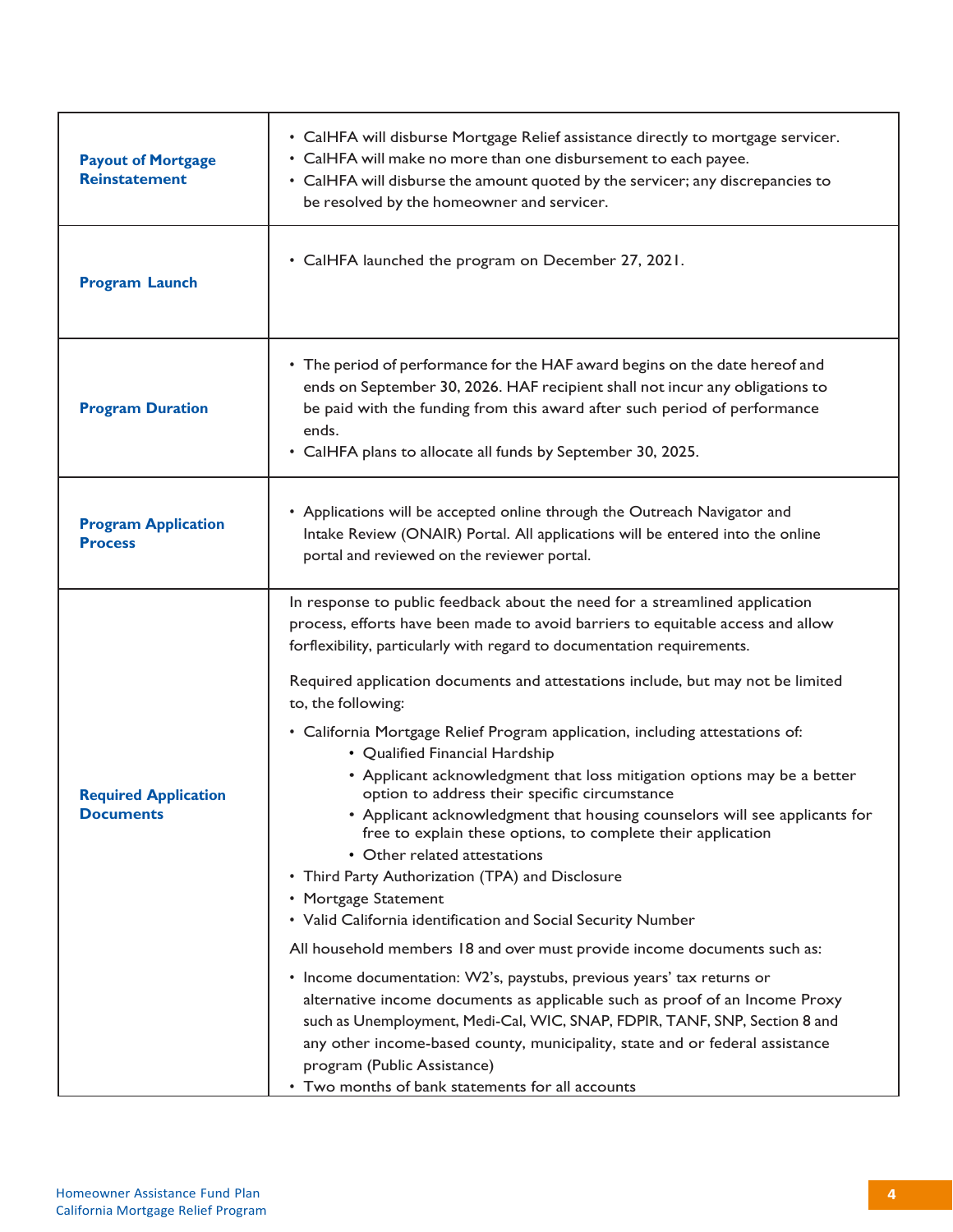| | |
|---|---|
| **Payout of Mortgage Reinstatement** | • CalHFA will disburse Mortgage Relief assistance directly to mortgage servicer.<br>• CalHFA will make no more than one disbursement to each payee.<br>• CalHFA will disburse the amount quoted by the servicer; any discrepancies to be resolved by the homeowner and servicer. |
| **Program Launch** | • CalHFA launched the program on December 27, 2021. |
| **Program Duration** | • The period of performance for the HAF award begins on the date hereof and ends on September 30, 2026. HAF recipient shall not incur any obligations to be paid with the funding from this award after such period of performance ends.<br>• CalHFA plans to allocate all funds by September 30, 2025. |
| **Program Application Process** | • Applications will be accepted online through the Outreach Navigator and Intake Review (ONAIR) Portal. All applications will be entered into the online portal and reviewed on the reviewer portal. |
| **Required Application Documents** | In response to public feedback about the need for a streamlined application process, efforts have been made to avoid barriers to equitable access and allow forflexibility, particularly with regard to documentation requirements.<br><br>Required application documents and attestations include, but may not be limited to, the following:<br><br>• California Mortgage Relief Program application, including attestations of:<br>&nbsp;&nbsp;&nbsp;&nbsp;• Qualified Financial Hardship<br>&nbsp;&nbsp;&nbsp;&nbsp;• Applicant acknowledgment that loss mitigation options may be a better option to address their specific circumstance<br>&nbsp;&nbsp;&nbsp;&nbsp;• Applicant acknowledgment that housing counselors will see applicants for free to explain these options, to complete their application<br>&nbsp;&nbsp;&nbsp;&nbsp;• Other related attestations<br>• Third Party Authorization (TPA) and Disclosure<br>• Mortgage Statement<br>• Valid California identification and Social Security Number<br><br>All household members 18 and over must provide income documents such as:<br><br>• Income documentation: W2's, paystubs, previous years' tax returns or alternative income documents as applicable such as proof of an Income Proxy such as Unemployment, Medi-Cal, WIC, SNAP, FDPIR, TANF, SNP, Section 8 and any other income-based county, municipality, state and or federal assistance program (Public Assistance)<br>• Two months of bank statements for all accounts |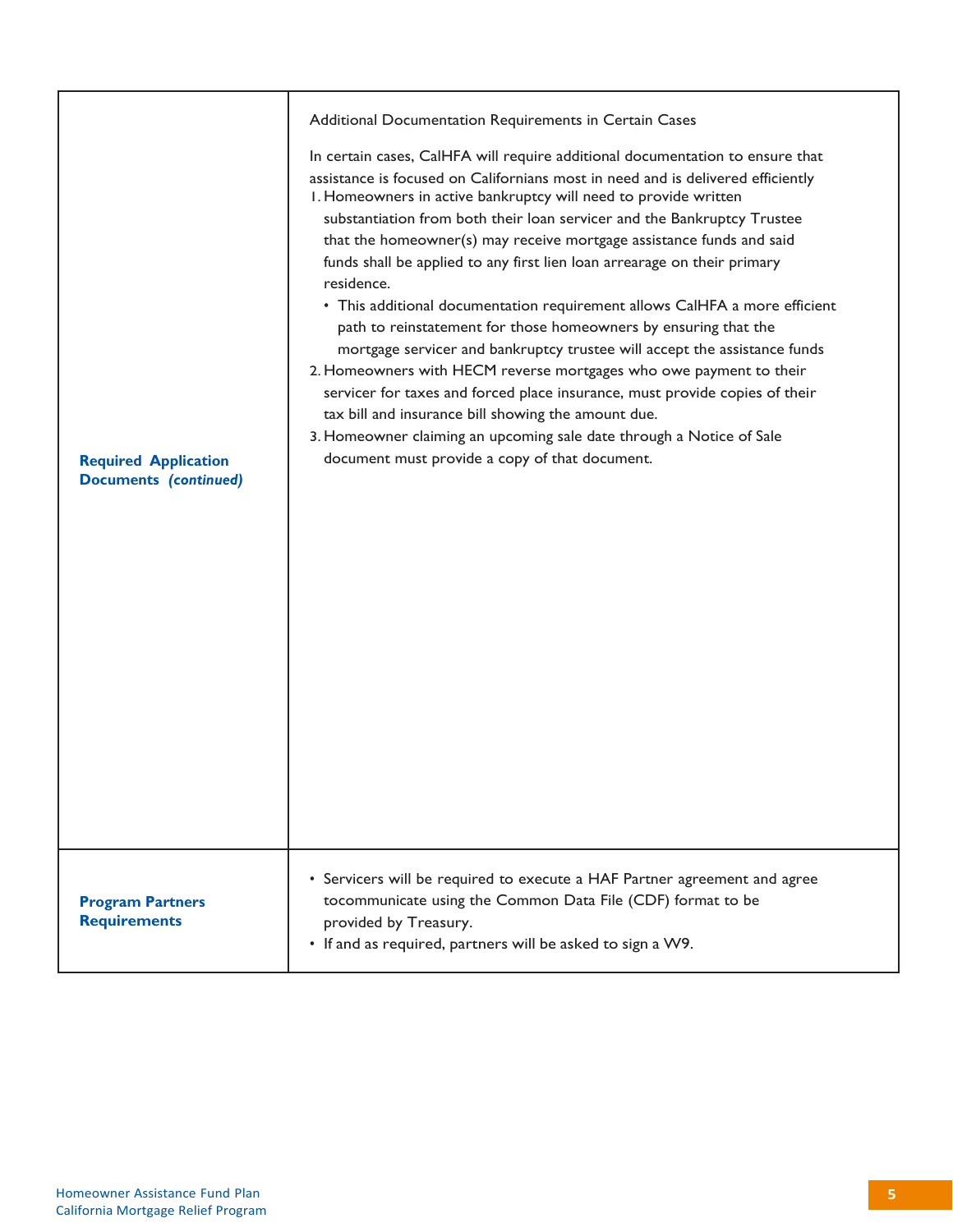| | |
|---|---|
| **Required Application Documents *(continued)*** | Additional Documentation Requirements in Certain Cases<br><br>In certain cases, CalHFA will require additional documentation to ensure that assistance is focused on Californians most in need and is delivered efficiently<br>1. Homeowners in active bankruptcy will need to provide written substantiation from both their loan servicer and the Bankruptcy Trustee that the homeowner(s) may receive mortgage assistance funds and said funds shall be applied to any first lien loan arrearage on their primary residence.<br>• This additional documentation requirement allows CalHFA a more efficient path to reinstatement for those homeowners by ensuring that the mortgage servicer and bankruptcy trustee will accept the assistance funds<br>2. Homeowners with HECM reverse mortgages who owe payment to their servicer for taxes and forced place insurance, must provide copies of their tax bill and insurance bill showing the amount due.<br>3. Homeowner claiming an upcoming sale date through a Notice of Sale document must provide a copy of that document. |
| **Program Partners Requirements** | • Servicers will be required to execute a HAF Partner agreement and agree tocommunicate using the Common Data File (CDF) format to be provided by Treasury.<br>• If and as required, partners will be asked to sign a W9. |